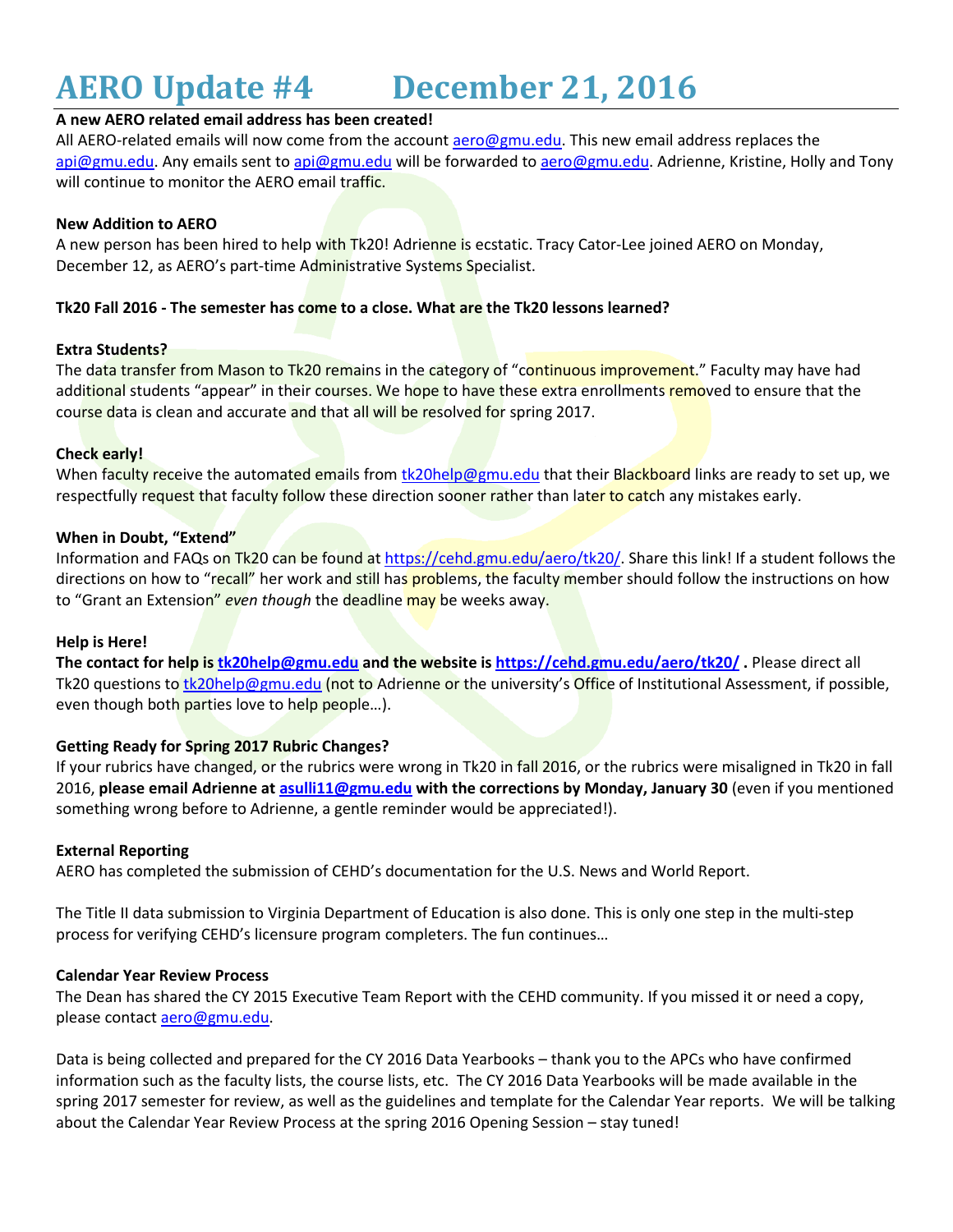# AERO Update #4 December 21, 2016

**A new AERO related email address has been created!**

All AERO-related emails will now come from the account aero@gmu.edu. This new email address replaces the api@gmu.edu. Any emails sent to api@gmu.edu will be forwarded to aero@gmu.edu. Adrienne, Kristine, Holly and Tony will continue to monitor the AERO email traffic.

**New Addition to AERO**

A new person has been hired to help with Tk20! Adrienne is ecstatic. Tracy Cator-Lee joined AERO on Monday, December 12, as AERO's part-time Administrative Systems Specialist.

**Tk20 Fall 2016 - The semester has come to a close. What are the Tk20 lessons learned?**

**Extra Students?**

The data transfer from Mason to Tk20 remains in the category of "continuous improvement." Faculty may have had additional students "appear" in their courses. We hope to have these extra enrollments removed to ensure that the course data is clean and accurate and that all will be resolved for spring 2017.

**Check early!**

When faculty receive the automated emails from tk20help@gmu.edu that their Blackboard links are ready to set up, we respectfully request that faculty follow these direction sooner rather than later to catch any mistakes early.

**When in Doubt, "Extend"**

Information and FAQs on Tk20 can be found at https://cehd.gmu.edu/aero/tk20/. Share this link! If a student follows the directions on how to "recall" her work and still has problems, the faculty member should follow the instructions on how to "Grant an Extension" *even though* the deadline may be weeks away.

**Help is Here!**

**The contact for help is tk20help@gmu.edu and the website is https://cehd.gmu.edu/aero/tk20/ .** Please direct all Tk20 questions to tk20help@gmu.edu (not to Adrienne or the university's Office of Institutional Assessment, if possible, even though both parties love to help people…).

**Getting Ready for Spring 2017 Rubric Changes?**

If your rubrics have changed, or the rubrics were wrong in Tk20 in fall 2016, or the rubrics were misaligned in Tk20 in fall 2016, **please email Adrienne at asulli11@gmu.edu with the corrections by Monday, January 30** (even if you mentioned something wrong before to Adrienne, a gentle reminder would be appreciated!).

**External Reporting**

AERO has completed the submission of CEHD's documentation for the U.S. News and World Report.

The Title II data submission to Virginia Department of Education is also done. This is only one step in the multi-step process for verifying CEHD's licensure program completers. The fun continues…

**Calendar Year Review Process**

The Dean has shared the CY 2015 Executive Team Report with the CEHD community. If you missed it or need a copy, please contact aero@gmu.edu.

Data is being collected and prepared for the CY 2016 Data Yearbooks – thank you to the APCs who have confirmed information such as the faculty lists, the course lists, etc. The CY 2016 Data Yearbooks will be made available in the spring 2017 semester for review, as well as the guidelines and template for the Calendar Year reports. We will be talking about the Calendar Year Review Process at the spring 2016 Opening Session – stay tuned!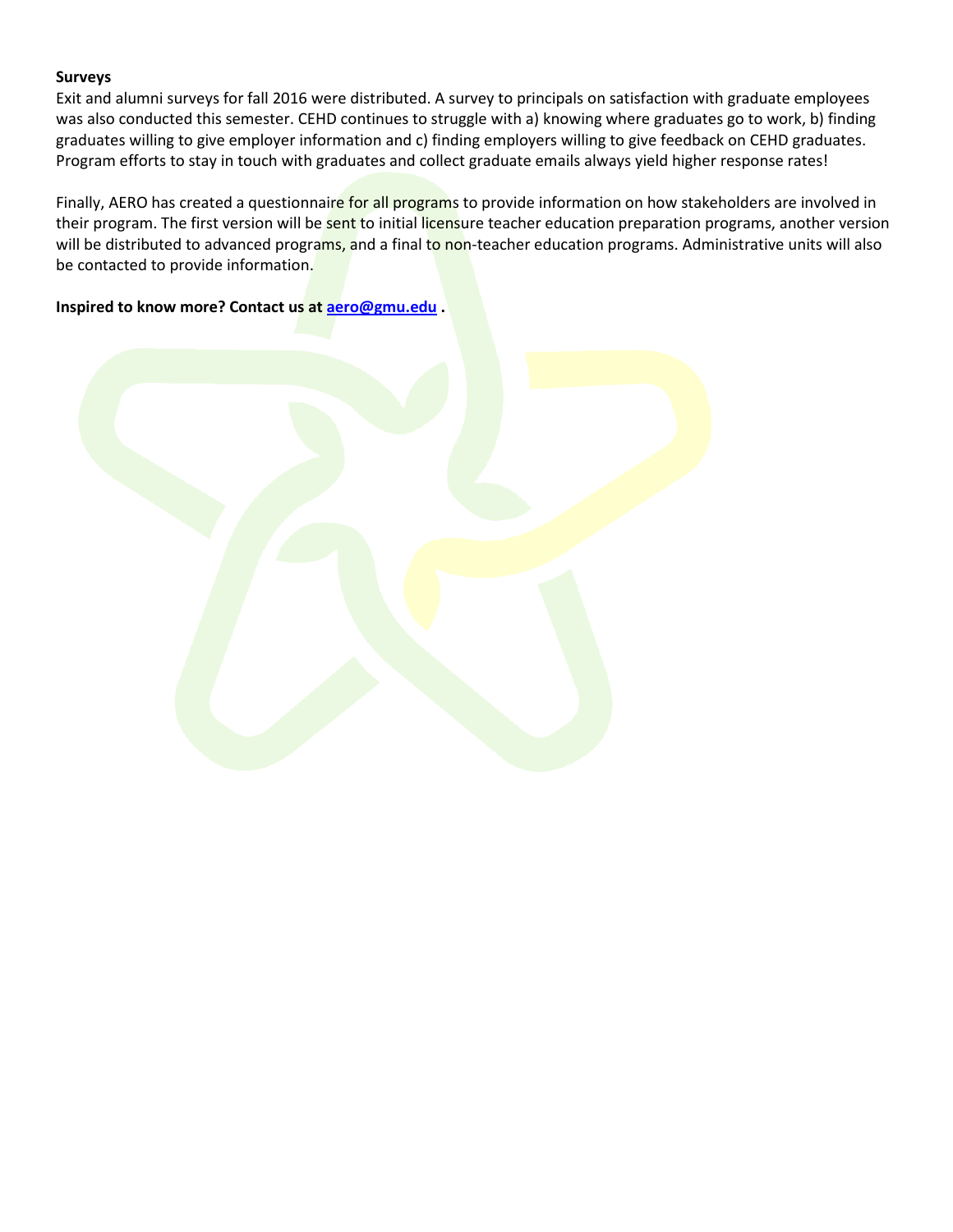**Surveys**

Exit and alumni surveys for fall 2016 were distributed. A survey to principals on satisfaction with graduate employees was also conducted this semester. CEHD continues to struggle with a) knowing where graduates go to work, b) finding graduates willing to give employer information and c) finding employers willing to give feedback on CEHD graduates. Program efforts to stay in touch with graduates and collect graduate emails always yield higher response rates!

Finally, AERO has created a questionnaire for all programs to provide information on how stakeholders are involved in their program. The first version will be sent to initial licensure teacher education preparation programs, another version will be distributed to advanced programs, and a final to non-teacher education programs. Administrative units will also be contacted to provide information.

**Inspired to know more? Contact us at [aero@gmu.edu](mailto:aero@gmu.edu) .**